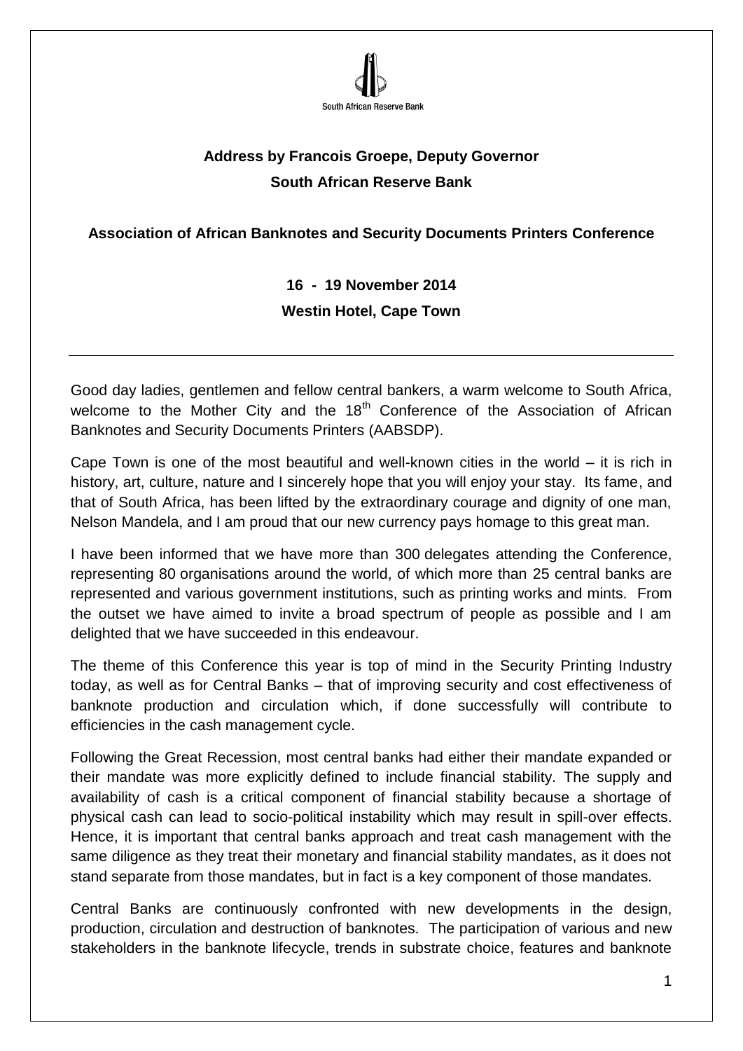South African Reserve Bank

**Address by Francois Groepe, Deputy Governor**

**South African Reserve Bank**

**Association of African Banknotes and Security Documents Printers Conference**

**16 - 19 November 2014**

**Westin Hotel, Cape Town**

---

Good day ladies, gentlemen and fellow central bankers, a warm welcome to South Africa, welcome to the Mother City and the 18th Conference of the Association of African Banknotes and Security Documents Printers (AABSDP).

Cape Town is one of the most beautiful and well-known cities in the world – it is rich in history, art, culture, nature and I sincerely hope that you will enjoy your stay. Its fame, and that of South Africa, has been lifted by the extraordinary courage and dignity of one man, Nelson Mandela, and I am proud that our new currency pays homage to this great man.

I have been informed that we have more than 300 delegates attending the Conference, representing 80 organisations around the world, of which more than 25 central banks are represented and various government institutions, such as printing works and mints. From the outset we have aimed to invite a broad spectrum of people as possible and I am delighted that we have succeeded in this endeavour.

The theme of this Conference this year is top of mind in the Security Printing Industry today, as well as for Central Banks – that of improving security and cost effectiveness of banknote production and circulation which, if done successfully will contribute to efficiencies in the cash management cycle.

Following the Great Recession, most central banks had either their mandate expanded or their mandate was more explicitly defined to include financial stability. The supply and availability of cash is a critical component of financial stability because a shortage of physical cash can lead to socio-political instability which may result in spill-over effects. Hence, it is important that central banks approach and treat cash management with the same diligence as they treat their monetary and financial stability mandates, as it does not stand separate from those mandates, but in fact is a key component of those mandates.

Central Banks are continuously confronted with new developments in the design, production, circulation and destruction of banknotes. The participation of various and new stakeholders in the banknote lifecycle, trends in substrate choice, features and banknote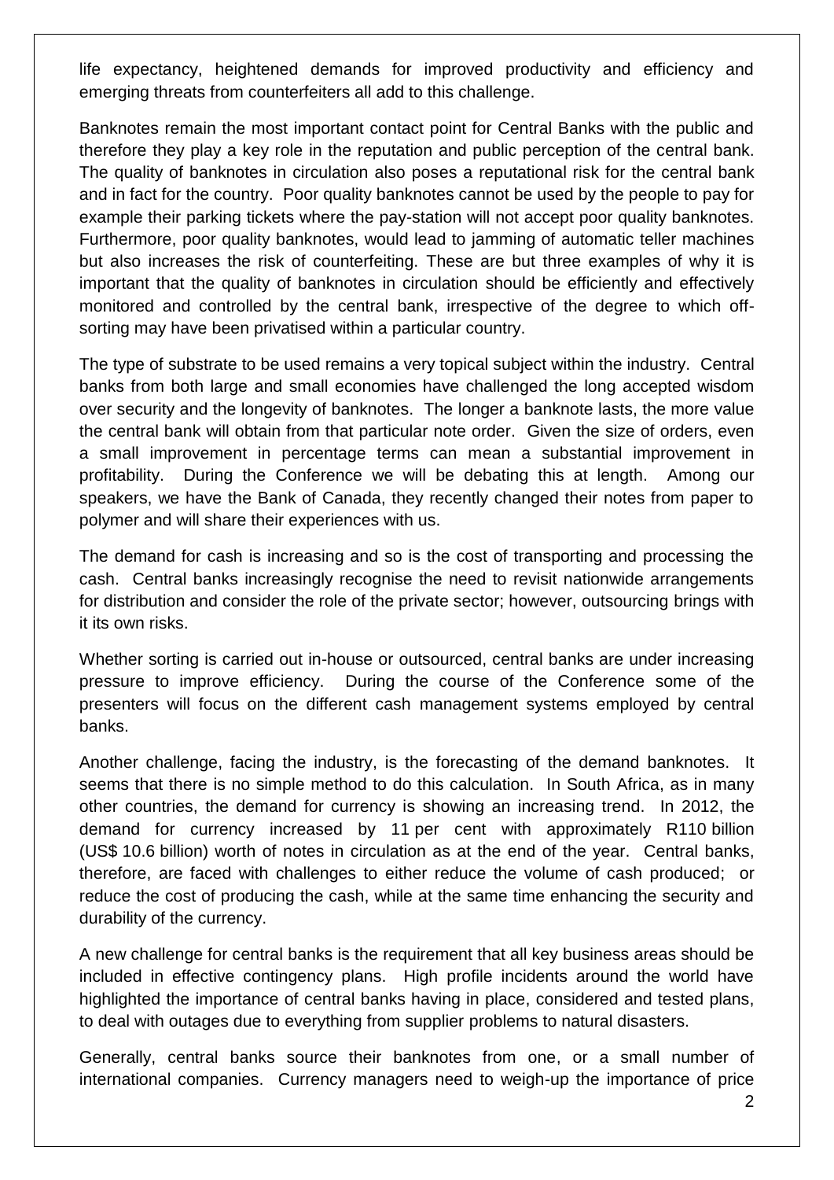life expectancy, heightened demands for improved productivity and efficiency and emerging threats from counterfeiters all add to this challenge.

Banknotes remain the most important contact point for Central Banks with the public and therefore they play a key role in the reputation and public perception of the central bank. The quality of banknotes in circulation also poses a reputational risk for the central bank and in fact for the country. Poor quality banknotes cannot be used by the people to pay for example their parking tickets where the pay-station will not accept poor quality banknotes. Furthermore, poor quality banknotes, would lead to jamming of automatic teller machines but also increases the risk of counterfeiting. These are but three examples of why it is important that the quality of banknotes in circulation should be efficiently and effectively monitored and controlled by the central bank, irrespective of the degree to which off-sorting may have been privatised within a particular country.

The type of substrate to be used remains a very topical subject within the industry. Central banks from both large and small economies have challenged the long accepted wisdom over security and the longevity of banknotes. The longer a banknote lasts, the more value the central bank will obtain from that particular note order. Given the size of orders, even a small improvement in percentage terms can mean a substantial improvement in profitability. During the Conference we will be debating this at length. Among our speakers, we have the Bank of Canada, they recently changed their notes from paper to polymer and will share their experiences with us.

The demand for cash is increasing and so is the cost of transporting and processing the cash. Central banks increasingly recognise the need to revisit nationwide arrangements for distribution and consider the role of the private sector; however, outsourcing brings with it its own risks.

Whether sorting is carried out in-house or outsourced, central banks are under increasing pressure to improve efficiency. During the course of the Conference some of the presenters will focus on the different cash management systems employed by central banks.

Another challenge, facing the industry, is the forecasting of the demand banknotes. It seems that there is no simple method to do this calculation. In South Africa, as in many other countries, the demand for currency is showing an increasing trend. In 2012, the demand for currency increased by 11 per cent with approximately R110 billion (US$ 10.6 billion) worth of notes in circulation as at the end of the year. Central banks, therefore, are faced with challenges to either reduce the volume of cash produced; or reduce the cost of producing the cash, while at the same time enhancing the security and durability of the currency.

A new challenge for central banks is the requirement that all key business areas should be included in effective contingency plans. High profile incidents around the world have highlighted the importance of central banks having in place, considered and tested plans, to deal with outages due to everything from supplier problems to natural disasters.

Generally, central banks source their banknotes from one, or a small number of international companies. Currency managers need to weigh-up the importance of price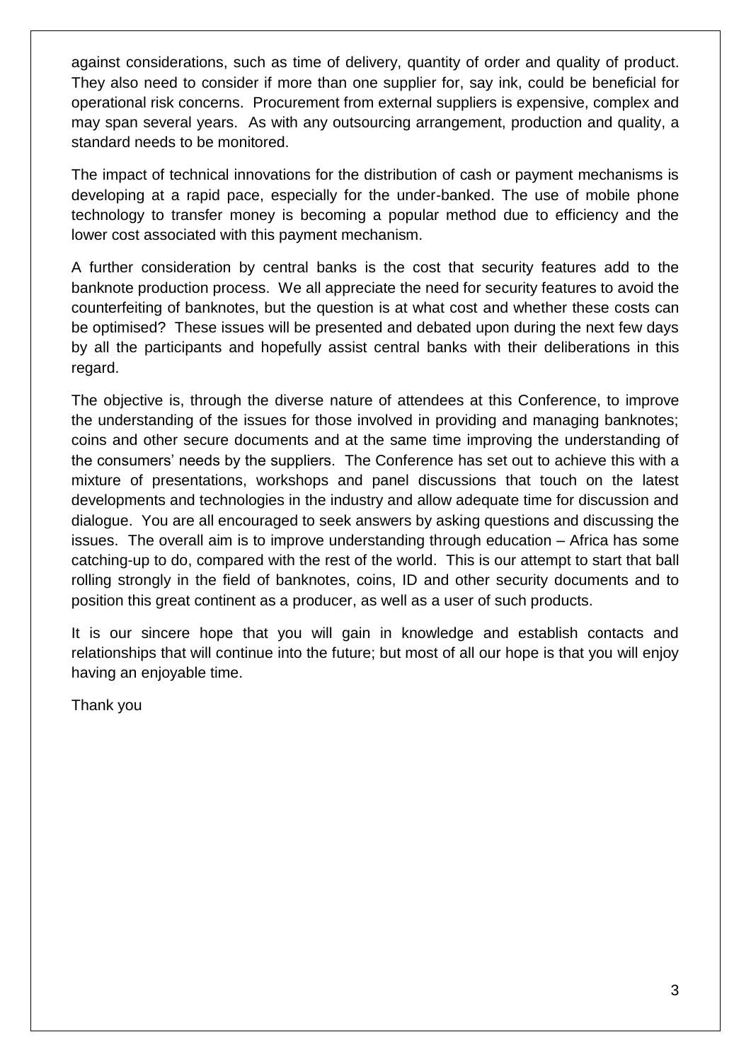against considerations, such as time of delivery, quantity of order and quality of product. They also need to consider if more than one supplier for, say ink, could be beneficial for operational risk concerns. Procurement from external suppliers is expensive, complex and may span several years. As with any outsourcing arrangement, production and quality, a standard needs to be monitored.

The impact of technical innovations for the distribution of cash or payment mechanisms is developing at a rapid pace, especially for the under-banked. The use of mobile phone technology to transfer money is becoming a popular method due to efficiency and the lower cost associated with this payment mechanism.

A further consideration by central banks is the cost that security features add to the banknote production process. We all appreciate the need for security features to avoid the counterfeiting of banknotes, but the question is at what cost and whether these costs can be optimised? These issues will be presented and debated upon during the next few days by all the participants and hopefully assist central banks with their deliberations in this regard.

The objective is, through the diverse nature of attendees at this Conference, to improve the understanding of the issues for those involved in providing and managing banknotes; coins and other secure documents and at the same time improving the understanding of the consumers' needs by the suppliers. The Conference has set out to achieve this with a mixture of presentations, workshops and panel discussions that touch on the latest developments and technologies in the industry and allow adequate time for discussion and dialogue. You are all encouraged to seek answers by asking questions and discussing the issues. The overall aim is to improve understanding through education – Africa has some catching-up to do, compared with the rest of the world. This is our attempt to start that ball rolling strongly in the field of banknotes, coins, ID and other security documents and to position this great continent as a producer, as well as a user of such products.

It is our sincere hope that you will gain in knowledge and establish contacts and relationships that will continue into the future; but most of all our hope is that you will enjoy having an enjoyable time.

Thank you